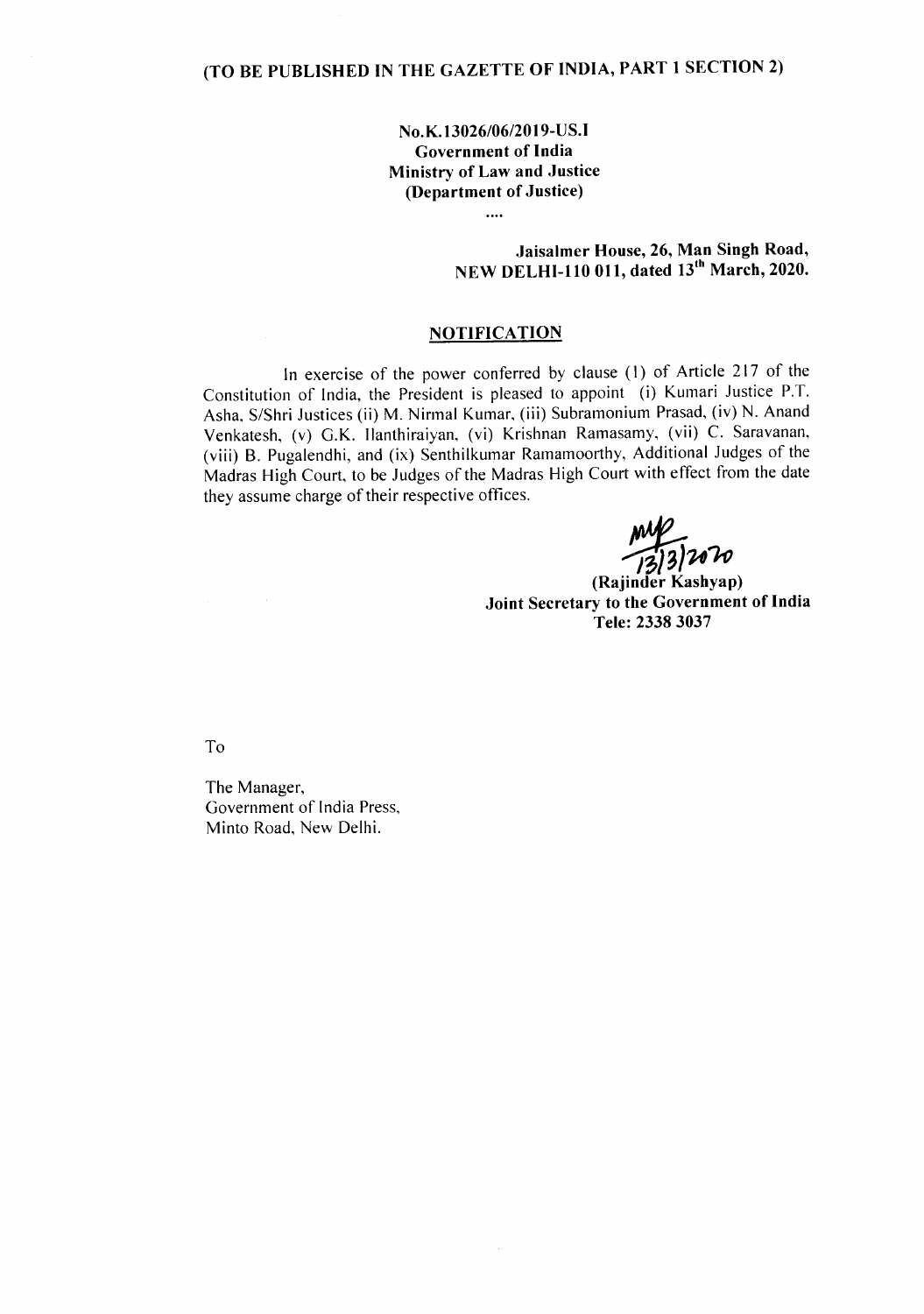**(TO BE PUBLISHED IN THE GAZETTE OF INDIA, PART 1 SECTION 2)**

**No.K.13026/06/2019-US.I**
**Government of India**
**Ministry of Law and Justice**
**(Department of Justice)**

....

**Jaisalmer House, 26, Man Singh Road,**
**NEW DELHI-110 011, dated 13th March, 2020.**

## NOTIFICATION

In exercise of the power conferred by clause (1) of Article 217 of the Constitution of India, the President is pleased to appoint (i) Kumari Justice P.T. Asha, S/Shri Justices (ii) M. Nirmal Kumar, (iii) Subramonium Prasad, (iv) N. Anand Venkatesh, (v) G.K. Ilanthiraiyan, (vi) Krishnan Ramasamy, (vii) C. Saravanan, (viii) B. Pugalendhi, and (ix) Senthilkumar Ramamoorthy, Additional Judges of the Madras High Court, to be Judges of the Madras High Court with effect from the date they assume charge of their respective offices.

13/3/2020

**(Rajinder Kashyap)**
**Joint Secretary to the Government of India**
**Tele: 2338 3037**

To

The Manager,
Government of India Press,
Minto Road, New Delhi.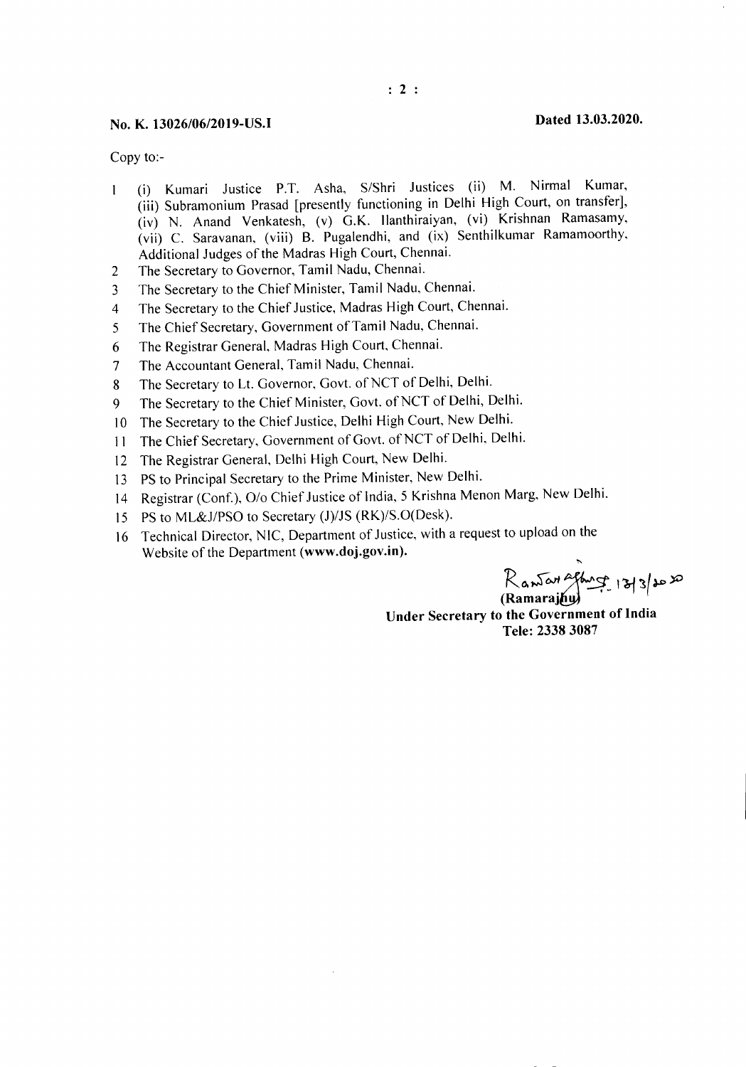**No. K. 13026/06/2019-US.I** **Dated 13.03.2020.**

Copy to:-

1. (i) Kumari Justice P.T. Asha, S/Shri Justices (ii) M. Nirmal Kumar, (iii) Subramonium Prasad [presently functioning in Delhi High Court, on transfer], (iv) N. Anand Venkatesh, (v) G.K. Ilanthiraiyan, (vi) Krishnan Ramasamy, (vii) C. Saravanan, (viii) B. Pugalendhi, and (ix) Senthilkumar Ramamoorthy, Additional Judges of the Madras High Court, Chennai.
2. The Secretary to Governor, Tamil Nadu, Chennai.
3. The Secretary to the Chief Minister, Tamil Nadu, Chennai.
4. The Secretary to the Chief Justice, Madras High Court, Chennai.
5. The Chief Secretary, Government of Tamil Nadu, Chennai.
6. The Registrar General, Madras High Court, Chennai.
7. The Accountant General, Tamil Nadu, Chennai.
8. The Secretary to Lt. Governor, Govt. of NCT of Delhi, Delhi.
9. The Secretary to the Chief Minister, Govt. of NCT of Delhi, Delhi.
10. The Secretary to the Chief Justice, Delhi High Court, New Delhi.
11. The Chief Secretary, Government of Govt. of NCT of Delhi, Delhi.
12. The Registrar General, Delhi High Court, New Delhi.
13. PS to Principal Secretary to the Prime Minister, New Delhi.
14. Registrar (Conf.), O/o Chief Justice of India, 5 Krishna Menon Marg, New Delhi.
15. PS to ML&J/PSO to Secretary (J)/JS (RK)/S.O(Desk).
16. Technical Director, NIC, Department of Justice, with a request to upload on the Website of the Department (**www.doj.gov.in**).

13/3/2020

**(Ramarajhu)**
**Under Secretary to the Government of India**
**Tele: 2338 3087**